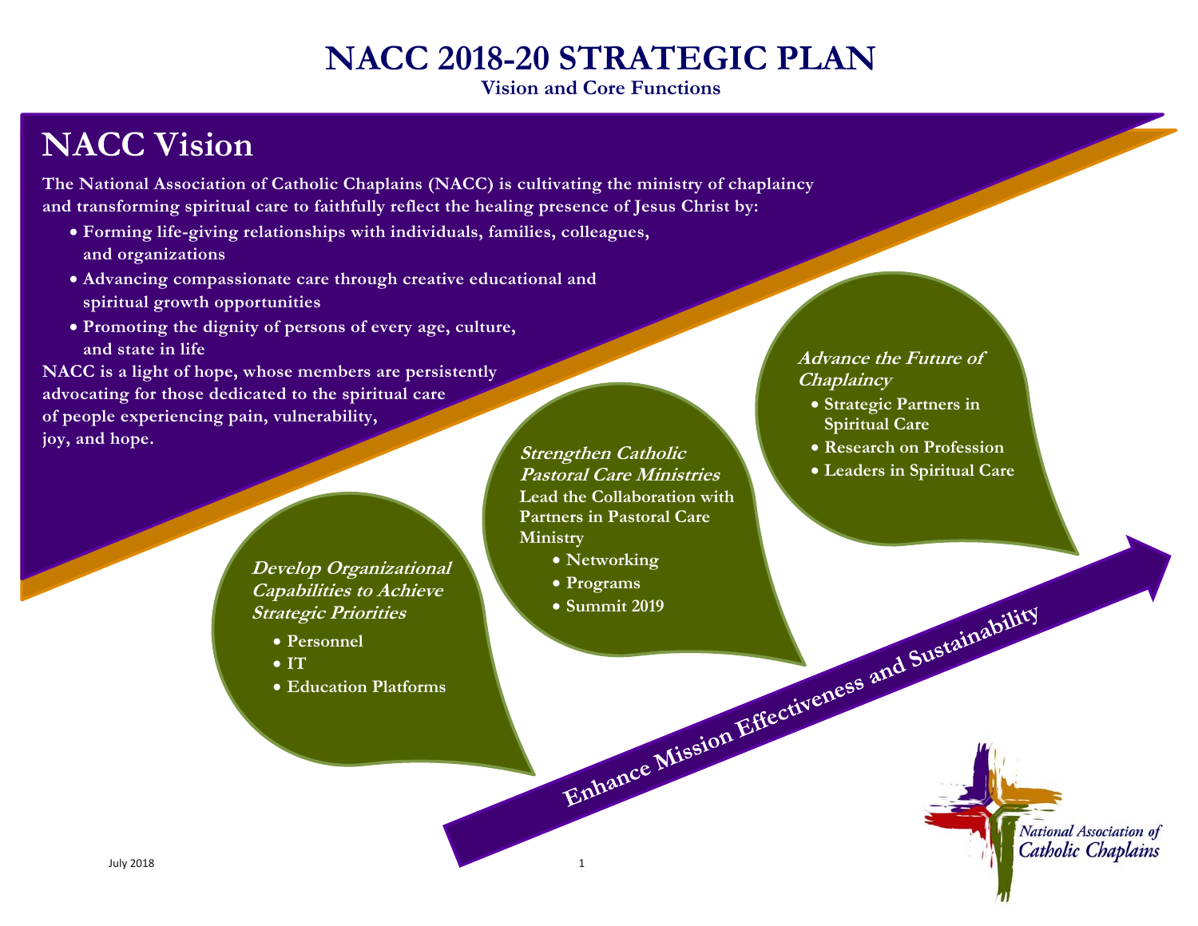# NACC 2018-20 STRATEGIC PLAN

**Vision and Core Functions**

## NACC Vision

**The National Association of Catholic Chaplains (NACC) is cultivating the ministry of chaplaincy and transforming spiritual care to faithfully reflect the healing presence of Jesus Christ by:**

- **Forming life-giving relationships with individuals, families, colleagues, and organizations**
- **Advancing compassionate care through creative educational and spiritual growth opportunities**
- **Promoting the dignity of persons of every age, culture, and state in life**

**NACC is a light of hope, whose members are persistently advocating for those dedicated to the spiritual care of people experiencing pain, vulnerability, joy, and hope.**

***Develop Organizational Capabilities to Achieve Strategic Priorities***

- **Personnel**
- **IT**
- **Education Platforms**

***Strengthen Catholic Pastoral Care Ministries***

**Lead the Collaboration with Partners in Pastoral Care Ministry**

- **Networking**
- **Programs**
- **Summit 2019**

***Advance the Future of Chaplaincy***

- **Strategic Partners in Spiritual Care**
- **Research on Profession**
- **Leaders in Spiritual Care**

**Enhance Mission Effectiveness and Sustainability**

National Association of Catholic Chaplains

July 2018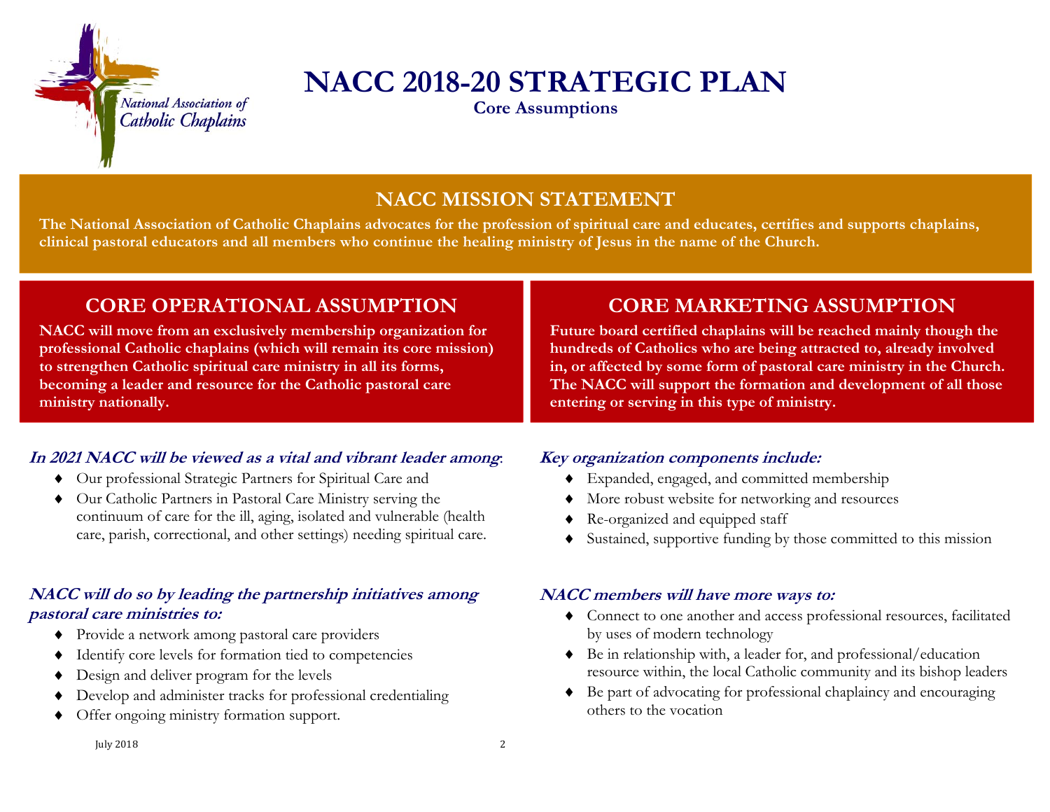# NACC 2018-20 STRATEGIC PLAN

**Core Assumptions**

## NACC MISSION STATEMENT

**The National Association of Catholic Chaplains advocates for the profession of spiritual care and educates, certifies and supports chaplains, clinical pastoral educators and all members who continue the healing ministry of Jesus in the name of the Church.**

## CORE OPERATIONAL ASSUMPTION

**NACC will move from an exclusively membership organization for professional Catholic chaplains (which will remain its core mission) to strengthen Catholic spiritual care ministry in all its forms, becoming a leader and resource for the Catholic pastoral care ministry nationally.**

***In 2021 NACC will be viewed as a vital and vibrant leader among:***

- Our professional Strategic Partners for Spiritual Care and
- Our Catholic Partners in Pastoral Care Ministry serving the continuum of care for the ill, aging, isolated and vulnerable (health care, parish, correctional, and other settings) needing spiritual care.

***NACC will do so by leading the partnership initiatives among pastoral care ministries to:***

- Provide a network among pastoral care providers
- Identify core levels for formation tied to competencies
- Design and deliver program for the levels
- Develop and administer tracks for professional credentialing
- Offer ongoing ministry formation support.

## CORE MARKETING ASSUMPTION

**Future board certified chaplains will be reached mainly though the hundreds of Catholics who are being attracted to, already involved in, or affected by some form of pastoral care ministry in the Church. The NACC will support the formation and development of all those entering or serving in this type of ministry.**

***Key organization components include:***

- Expanded, engaged, and committed membership
- More robust website for networking and resources
- Re-organized and equipped staff
- Sustained, supportive funding by those committed to this mission

***NACC members will have more ways to:***

- Connect to one another and access professional resources, facilitated by uses of modern technology
- Be in relationship with, a leader for, and professional/education resource within, the local Catholic community and its bishop leaders
- Be part of advocating for professional chaplaincy and encouraging others to the vocation

July 2018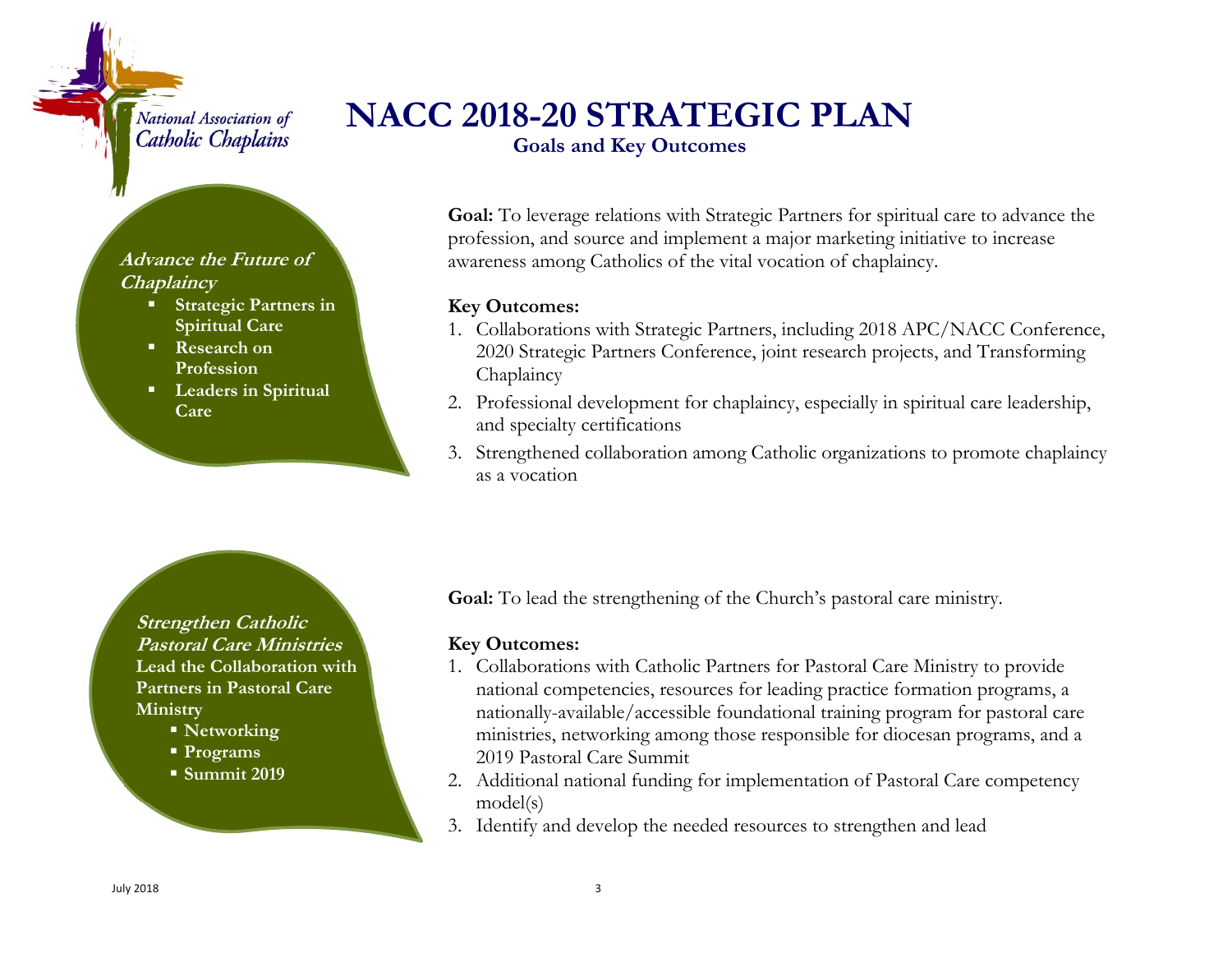National Association of Catholic Chaplains

# NACC 2018-20 STRATEGIC PLAN

## Goals and Key Outcomes

***Advance the Future of Chaplaincy***

- **Strategic Partners in Spiritual Care**
- **Research on Profession**
- **Leaders in Spiritual Care**

**Goal:** To leverage relations with Strategic Partners for spiritual care to advance the profession, and source and implement a major marketing initiative to increase awareness among Catholics of the vital vocation of chaplaincy.

**Key Outcomes:**

1. Collaborations with Strategic Partners, including 2018 APC/NACC Conference, 2020 Strategic Partners Conference, joint research projects, and Transforming Chaplaincy
2. Professional development for chaplaincy, especially in spiritual care leadership, and specialty certifications
3. Strengthened collaboration among Catholic organizations to promote chaplaincy as a vocation

***Strengthen Catholic Pastoral Care Ministries***
**Lead the Collaboration with Partners in Pastoral Care Ministry**

- **Networking**
- **Programs**
- **Summit 2019**

**Goal:** To lead the strengthening of the Church's pastoral care ministry.

**Key Outcomes:**

1. Collaborations with Catholic Partners for Pastoral Care Ministry to provide national competencies, resources for leading practice formation programs, a nationally-available/accessible foundational training program for pastoral care ministries, networking among those responsible for diocesan programs, and a 2019 Pastoral Care Summit
2. Additional national funding for implementation of Pastoral Care competency model(s)
3. Identify and develop the needed resources to strengthen and lead

July 2018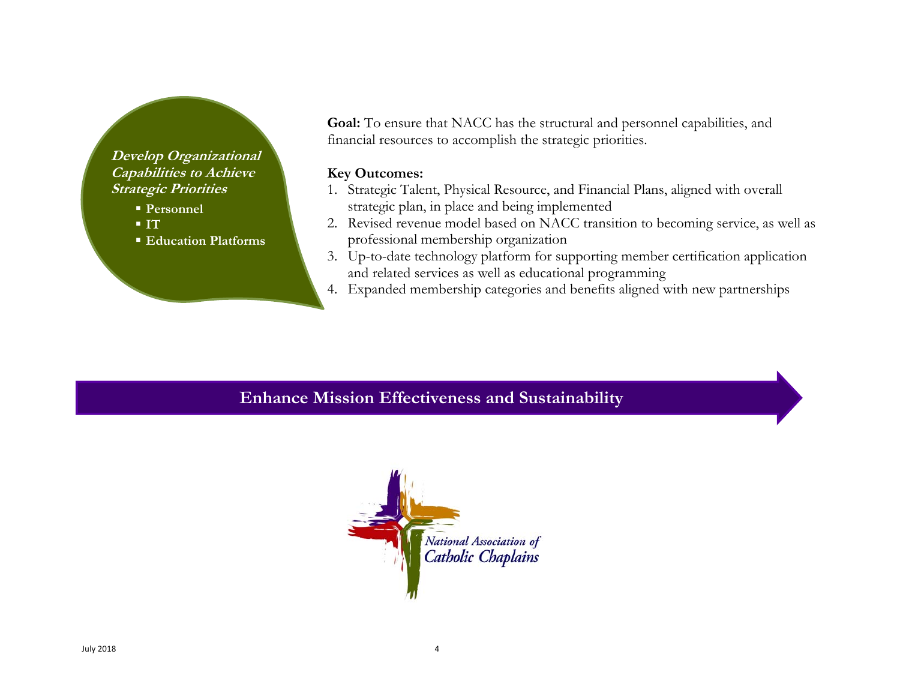***Develop Organizational Capabilities to Achieve Strategic Priorities***

- **Personnel**
- **IT**
- **Education Platforms**

**Goal:** To ensure that NACC has the structural and personnel capabilities, and financial resources to accomplish the strategic priorities.

**Key Outcomes:**

1. Strategic Talent, Physical Resource, and Financial Plans, aligned with overall strategic plan, in place and being implemented
2. Revised revenue model based on NACC transition to becoming service, as well as professional membership organization
3. Up-to-date technology platform for supporting member certification application and related services as well as educational programming
4. Expanded membership categories and benefits aligned with new partnerships

**Enhance Mission Effectiveness and Sustainability**

*National Association of Catholic Chaplains*

July 2018